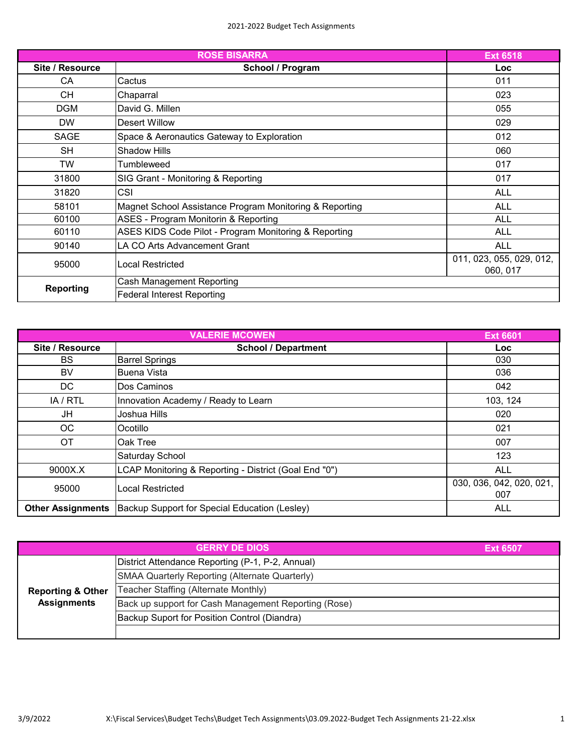2021-2022 Budget Tech Assignments

| ROSE BISARRA | | Ext 6518 |
|---|---|---|
| **Site / Resource** | **School / Program** | **Loc** |
| CA | Cactus | 011 |
| CH | Chaparral | 023 |
| DGM | David G. Millen | 055 |
| DW | Desert Willow | 029 |
| SAGE | Space & Aeronautics Gateway to Exploration | 012 |
| SH | Shadow Hills | 060 |
| TW | Tumbleweed | 017 |
| 31800 | SIG Grant - Monitoring & Reporting | 017 |
| 31820 | CSI | ALL |
| 58101 | Magnet School Assistance Program Monitoring & Reporting | ALL |
| 60100 | ASES - Program Monitorin & Reporting | ALL |
| 60110 | ASES KIDS Code Pilot - Program Monitoring & Reporting | ALL |
| 90140 | LA CO Arts Advancement Grant | ALL |
| 95000 | Local Restricted | 011, 023, 055, 029, 012, 060, 017 |
| **Reporting** | Cash Management Reporting | |
| | Federal Interest Reporting | |

| VALERIE MCOWEN | | Ext 6601 |
|---|---|---|
| **Site / Resource** | **School / Department** | **Loc** |
| BS | Barrel Springs | 030 |
| BV | Buena Vista | 036 |
| DC | Dos Caminos | 042 |
| IA / RTL | Innovation Academy / Ready to Learn | 103, 124 |
| JH | Joshua Hills | 020 |
| OC | Ocotillo | 021 |
| OT | Oak Tree | 007 |
| | Saturday School | 123 |
| 9000X.X | LCAP Monitoring & Reporting - District (Goal End "0") | ALL |
| 95000 | Local Restricted | 030, 036, 042, 020, 021, 007 |
| **Other Assignments** | Backup Support for Special Education (Lesley) | ALL |

| GERRY DE DIOS | | Ext 6507 |
|---|---|---|
| **Reporting & Other Assignments** | District Attendance Reporting (P-1, P-2, Annual) | |
| | SMAA Quarterly Reporting (Alternate Quarterly) | |
| | Teacher Staffing (Alternate Monthly) | |
| | Back up support for Cash Management Reporting (Rose) | |
| | Backup Suport for Position Control (Diandra) | |
| | | |

3/9/2022 X:\Fiscal Services\Budget Techs\Budget Tech Assignments\03.09.2022-Budget Tech Assignments 21-22.xlsx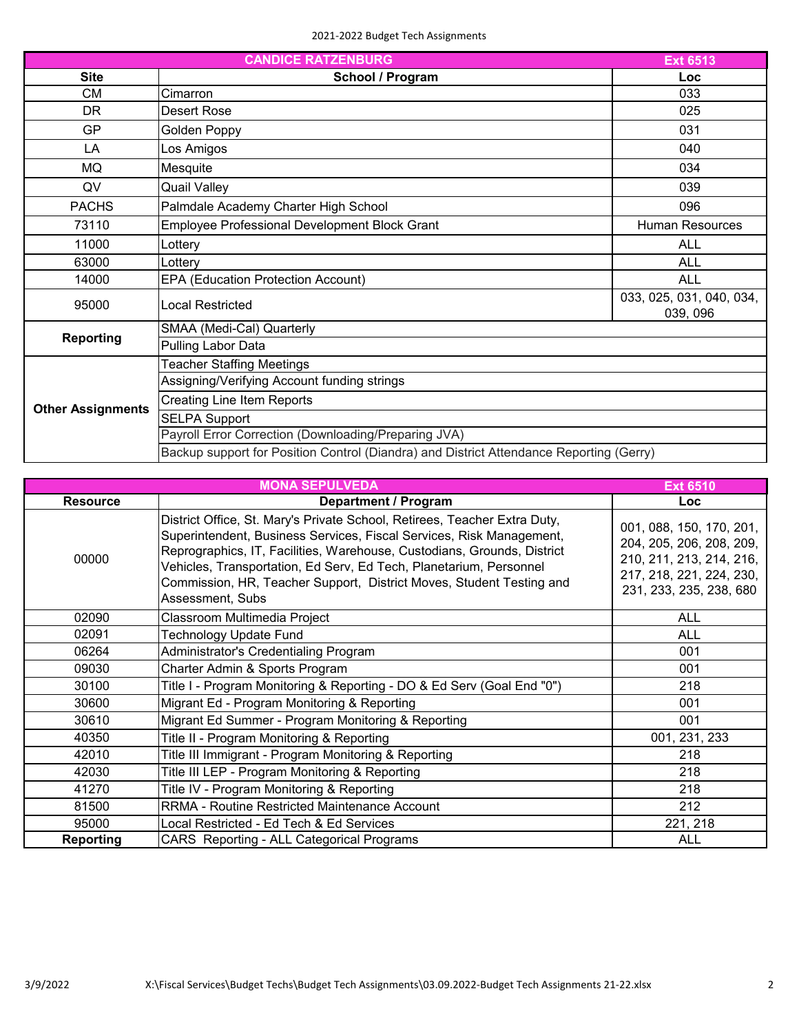2021-2022 Budget Tech Assignments

| CANDICE RATZENBURG | | Ext 6513 |
|---|---|---|
| **Site** | **School / Program** | **Loc** |
| CM | Cimarron | 033 |
| DR | Desert Rose | 025 |
| GP | Golden Poppy | 031 |
| LA | Los Amigos | 040 |
| MQ | Mesquite | 034 |
| QV | Quail Valley | 039 |
| PACHS | Palmdale Academy Charter High School | 096 |
| 73110 | Employee Professional Development Block Grant | Human Resources |
| 11000 | Lottery | ALL |
| 63000 | Lottery | ALL |
| 14000 | EPA (Education Protection Account) | ALL |
| 95000 | Local Restricted | 033, 025, 031, 040, 034, 039, 096 |
| **Reporting** | SMAA (Medi-Cal) Quarterly | |
| | Pulling Labor Data | |
| **Other Assignments** | Teacher Staffing Meetings | |
| | Assigning/Verifying Account funding strings | |
| | Creating Line Item Reports | |
| | SELPA Support | |
| | Payroll Error Correction (Downloading/Preparing JVA) | |
| | Backup support for Position Control (Diandra) and District Attendance Reporting (Gerry) | |

| MONA SEPULVEDA | | Ext 6510 |
|---|---|---|
| **Resource** | **Department / Program** | **Loc** |
| 00000 | District Office, St. Mary's Private School, Retirees, Teacher Extra Duty, Superintendent, Business Services, Fiscal Services, Risk Management, Reprographics, IT, Facilities, Warehouse, Custodians, Grounds, District Vehicles, Transportation, Ed Serv, Ed Tech, Planetarium, Personnel Commission, HR, Teacher Support, District Moves, Student Testing and Assessment, Subs | 001, 088, 150, 170, 201, 204, 205, 206, 208, 209, 210, 211, 213, 214, 216, 217, 218, 221, 224, 230, 231, 233, 235, 238, 680 |
| 02090 | Classroom Multimedia Project | ALL |
| 02091 | Technology Update Fund | ALL |
| 06264 | Administrator's Credentialing Program | 001 |
| 09030 | Charter Admin & Sports Program | 001 |
| 30100 | Title I - Program Monitoring & Reporting - DO & Ed Serv (Goal End "0") | 218 |
| 30600 | Migrant Ed - Program Monitoring & Reporting | 001 |
| 30610 | Migrant Ed Summer - Program Monitoring & Reporting | 001 |
| 40350 | Title II - Program Monitoring & Reporting | 001, 231, 233 |
| 42010 | Title III Immigrant - Program Monitoring & Reporting | 218 |
| 42030 | Title III LEP - Program Monitoring & Reporting | 218 |
| 41270 | Title IV - Program Monitoring & Reporting | 218 |
| 81500 | RRMA - Routine Restricted Maintenance Account | 212 |
| 95000 | Local Restricted - Ed Tech & Ed Services | 221, 218 |
| **Reporting** | CARS Reporting - ALL Categorical Programs | ALL |

3/9/2022 X:\Fiscal Services\Budget Techs\Budget Tech Assignments\03.09.2022-Budget Tech Assignments 21-22.xlsx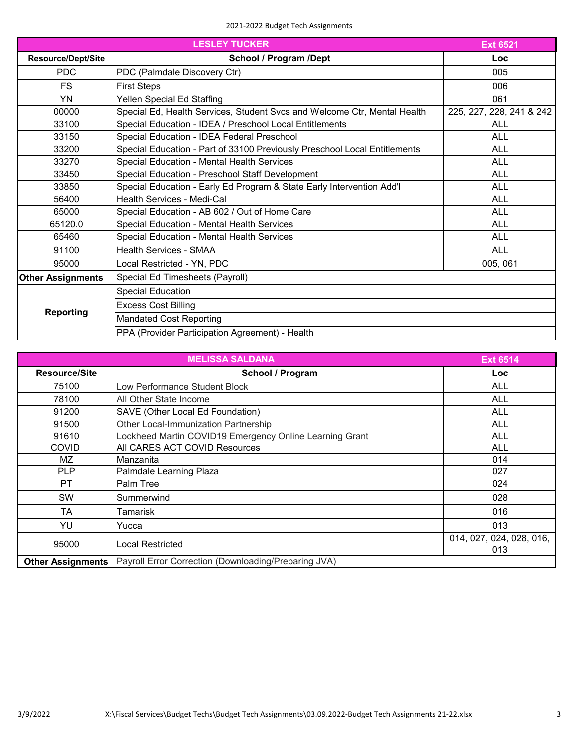2021-2022 Budget Tech Assignments

| LESLEY TUCKER | | Ext 6521 |
|---|---|---|
| **Resource/Dept/Site** | **School / Program /Dept** | **Loc** |
| PDC | PDC (Palmdale Discovery Ctr) | 005 |
| FS | First Steps | 006 |
| YN | Yellen Special Ed Staffing | 061 |
| 00000 | Special Ed, Health Services, Student Svcs and Welcome Ctr, Mental Health | 225, 227, 228, 241 & 242 |
| 33100 | Special Education - IDEA / Preschool Local Entitlements | ALL |
| 33150 | Special Education - IDEA Federal Preschool | ALL |
| 33200 | Special Education - Part of 33100 Previously Preschool Local Entitlements | ALL |
| 33270 | Special Education - Mental Health Services | ALL |
| 33450 | Special Education - Preschool Staff Development | ALL |
| 33850 | Special Education - Early Ed Program & State Early Intervention Add'l | ALL |
| 56400 | Health Services - Medi-Cal | ALL |
| 65000 | Special Education - AB 602 / Out of Home Care | ALL |
| 65120.0 | Special Education - Mental Health Services | ALL |
| 65460 | Special Education - Mental Health Services | ALL |
| 91100 | Health Services - SMAA | ALL |
| 95000 | Local Restricted - YN, PDC | 005, 061 |
| **Other Assignments** | Special Ed Timesheets (Payroll) | |
| **Reporting** | Special Education | |
| | Excess Cost Billing | |
| | Mandated Cost Reporting | |
| | PPA (Provider Participation Agreement) - Health | |

| MELISSA SALDANA | | Ext 6514 |
|---|---|---|
| **Resource/Site** | **School / Program** | **Loc** |
| 75100 | Low Performance Student Block | ALL |
| 78100 | All Other State Income | ALL |
| 91200 | SAVE (Other Local Ed Foundation) | ALL |
| 91500 | Other Local-Immunization Partnership | ALL |
| 91610 | Lockheed Martin COVID19 Emergency Online Learning Grant | ALL |
| COVID | All CARES ACT COVID Resources | ALL |
| MZ | Manzanita | 014 |
| PLP | Palmdale Learning Plaza | 027 |
| PT | Palm Tree | 024 |
| SW | Summerwind | 028 |
| TA | Tamarisk | 016 |
| YU | Yucca | 013 |
| 95000 | Local Restricted | 014, 027, 024, 028, 016, 013 |
| **Other Assignments** | Payroll Error Correction (Downloading/Preparing JVA) | |

3/9/2022 X:\Fiscal Services\Budget Techs\Budget Tech Assignments\03.09.2022-Budget Tech Assignments 21-22.xlsx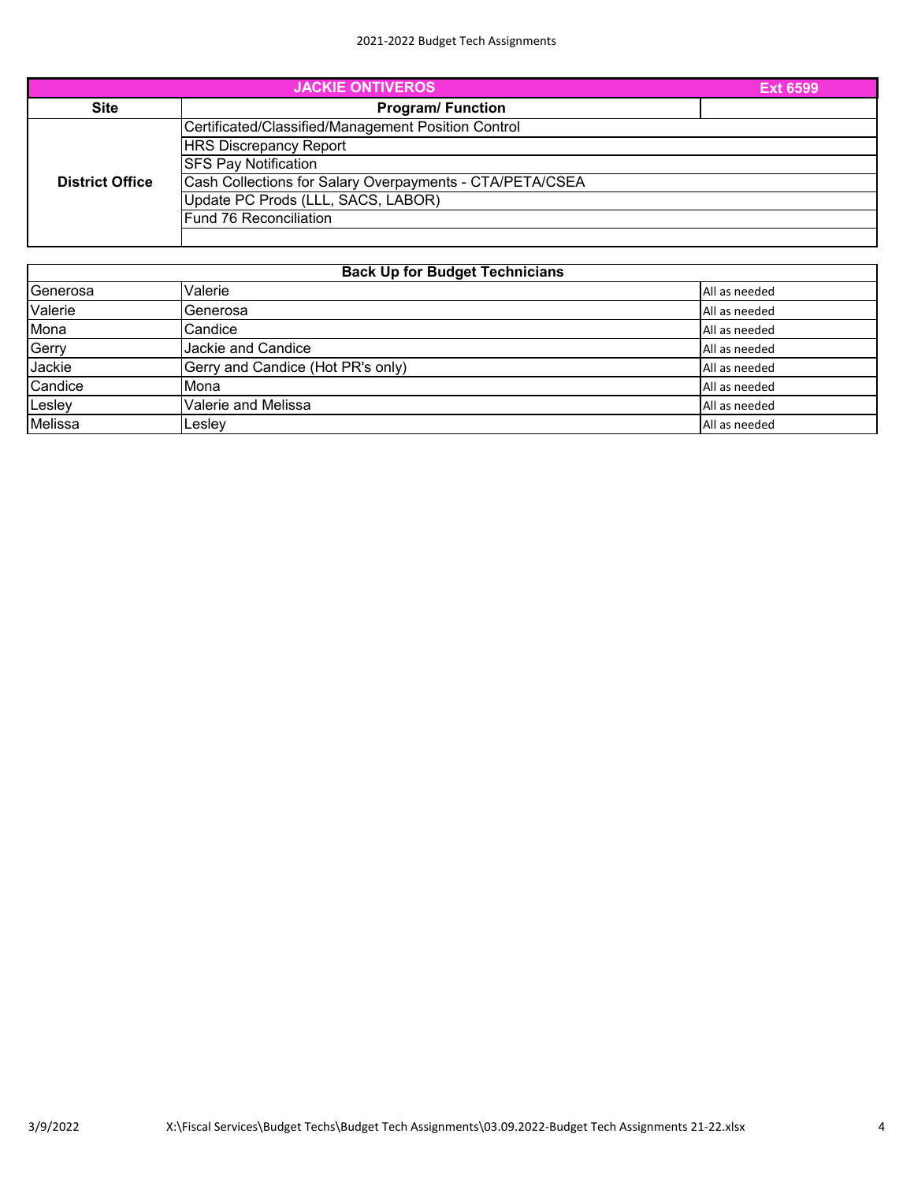| JACKIE ONTIVEROS | | Ext 6599 |
|---|---|---|
| **Site** | **Program/ Function** | |
| **District Office** | Certificated/Classified/Management Position Control | |
| | HRS Discrepancy Report | |
| | SFS Pay Notification | |
| | Cash Collections for Salary Overpayments - CTA/PETA/CSEA | |
| | Update PC Prods (LLL, SACS, LABOR) | |
| | Fund 76 Reconciliation | |
| | | |

| Back Up for Budget Technicians | | |
|---|---|---|
| Generosa | Valerie | All as needed |
| Valerie | Generosa | All as needed |
| Mona | Candice | All as needed |
| Gerry | Jackie and Candice | All as needed |
| Jackie | Gerry and Candice (Hot PR's only) | All as needed |
| Candice | Mona | All as needed |
| Lesley | Valerie and Melissa | All as needed |
| Melissa | Lesley | All as needed |